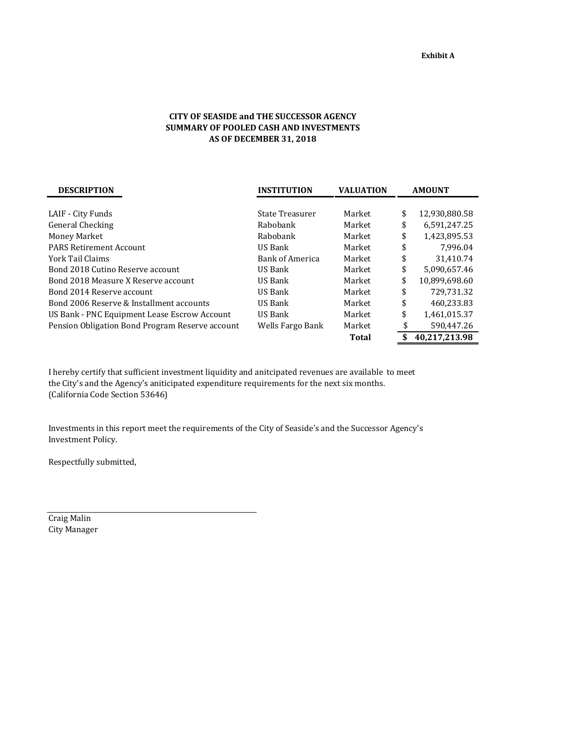**Exhibit A**

**CITY OF SEASIDE and THE SUCCESSOR AGENCY**
**SUMMARY OF POOLED CASH AND INVESTMENTS**
**AS OF DECEMBER 31, 2018**

| DESCRIPTION | INSTITUTION | VALUATION | AMOUNT |
|---|---|---|---|
| LAIF - City Funds | State Treasurer | Market | $ 12,930,880.58 |
| General Checking | Rabobank | Market | $ 6,591,247.25 |
| Money Market | Rabobank | Market | $ 1,423,895.53 |
| PARS Retirement Account | US Bank | Market | $ 7,996.04 |
| York Tail Claims | Bank of America | Market | $ 31,410.74 |
| Bond 2018 Cutino Reserve account | US Bank | Market | $ 5,090,657.46 |
| Bond 2018 Measure X Reserve account | US Bank | Market | $ 10,899,698.60 |
| Bond 2014 Reserve account | US Bank | Market | $ 729,731.32 |
| Bond 2006 Reserve & Installment accounts | US Bank | Market | $ 460,233.83 |
| US Bank - PNC Equipment Lease Escrow Account | US Bank | Market | $ 1,461,015.37 |
| Pension Obligation Bond Program Reserve account | Wells Fargo Bank | Market | $ 590,447.26 |
| | | **Total** | **$ 40,217,213.98** |

I hereby certify that sufficient investment liquidity and anitcipated revenues are available to meet the City's and the Agency's aniticipated expenditure requirements for the next six months. (California Code Section 53646)

Investments in this report meet the requirements of the City of Seaside's and the Successor Agency's Investment Policy.

Respectfully submitted,

Craig Malin
City Manager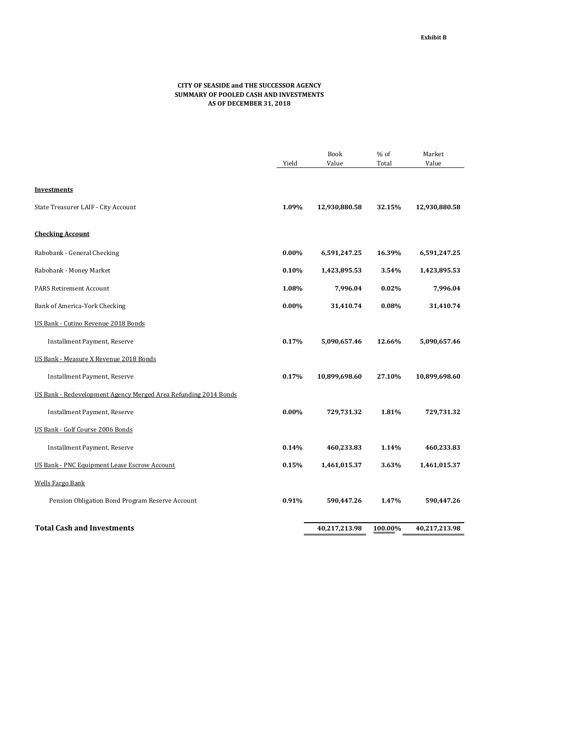Exhibit B

**CITY OF SEASIDE and THE SUCCESSOR AGENCY**
**SUMMARY OF POOLED CASH AND INVESTMENTS**
**AS OF DECEMBER 31, 2018**

| | Yield | Book Value | % of Total | Market Value |
|---|---|---|---|---|
| **Investments** | | | | |
| State Treasurer LAIF - City Account | **1.09%** | **12,930,880.58** | **32.15%** | **12,930,880.58** |
| **Checking Account** | | | | |
| Rabobank - General Checking | **0.00%** | **6,591,247.25** | **16.39%** | **6,591,247.25** |
| Rabobank - Money Market | **0.10%** | **1,423,895.53** | **3.54%** | **1,423,895.53** |
| PARS Retirement Account | **1.08%** | **7,996.04** | **0.02%** | **7,996.04** |
| Bank of America-York Checking | **0.00%** | **31,410.74** | **0.08%** | **31,410.74** |
| US Bank - Cutino Revenue 2018 Bonds | | | | |
| Installment Payment, Reserve | **0.17%** | **5,090,657.46** | **12.66%** | **5,090,657.46** |
| US Bank - Measure X Revenue 2018 Bonds | | | | |
| Installment Payment, Reserve | **0.17%** | **10,899,698.60** | **27.10%** | **10,899,698.60** |
| US Bank - Redevelopment Agency Merged Area Refunding 2014 Bonds | | | | |
| Installment Payment, Reserve | **0.00%** | **729,731.32** | **1.81%** | **729,731.32** |
| US Bank - Golf Course 2006 Bonds | | | | |
| Installment Payment, Reserve | **0.14%** | **460,233.83** | **1.14%** | **460,233.83** |
| US Bank - PNC Equipment Lease Escrow Account | **0.15%** | **1,461,015.37** | **3.63%** | **1,461,015.37** |
| Wells Fargo Bank | | | | |
| Pension Obligation Bond Program Reserve Account | **0.91%** | **590,447.26** | **1.47%** | **590,447.26** |
| **Total Cash and Investments** | | **40,217,213.98** | **100.00%** | **40,217,213.98** |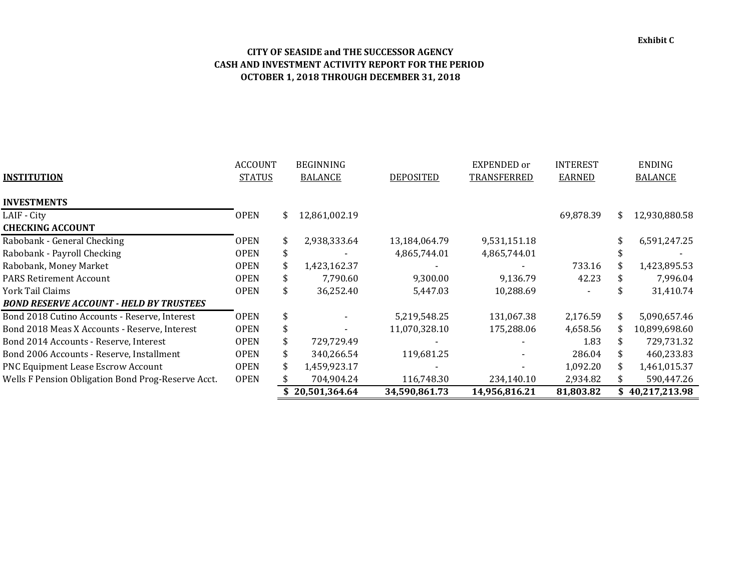Exhibit C

# CITY OF SEASIDE and THE SUCCESSOR AGENCY
## CASH AND INVESTMENT ACTIVITY REPORT FOR THE PERIOD
## OCTOBER 1, 2018 THROUGH DECEMBER 31, 2018

| INSTITUTION | ACCOUNT STATUS | BEGINNING BALANCE | DEPOSITED | EXPENDED or TRANSFERRED | INTEREST EARNED | ENDING BALANCE |
|---|---|---|---|---|---|---|
| **INVESTMENTS** | | | | | | |
| LAIF - City | OPEN | $ 12,861,002.19 | | | 69,878.39 | $ 12,930,880.58 |
| **CHECKING ACCOUNT** | | | | | | |
| Rabobank - General Checking | OPEN | $ 2,938,333.64 | 13,184,064.79 | 9,531,151.18 | | $ 6,591,247.25 |
| Rabobank - Payroll Checking | OPEN | $ - | 4,865,744.01 | 4,865,744.01 | | $ - |
| Rabobank, Money Market | OPEN | $ 1,423,162.37 | - | - | 733.16 | $ 1,423,895.53 |
| PARS Retirement Account | OPEN | $ 7,790.60 | 9,300.00 | 9,136.79 | 42.23 | $ 7,996.04 |
| York Tail Claims | OPEN | $ 36,252.40 | 5,447.03 | 10,288.69 | - | $ 31,410.74 |
| ***BOND RESERVE ACCOUNT - HELD BY TRUSTEES*** | | | | | | |
| Bond 2018 Cutino Accounts - Reserve, Interest | OPEN | $ - | 5,219,548.25 | 131,067.38 | 2,176.59 | $ 5,090,657.46 |
| Bond 2018 Meas X Accounts - Reserve, Interest | OPEN | $ - | 11,070,328.10 | 175,288.06 | 4,658.56 | $ 10,899,698.60 |
| Bond 2014 Accounts - Reserve, Interest | OPEN | $ 729,729.49 | - | - | 1.83 | $ 729,731.32 |
| Bond 2006 Accounts - Reserve, Installment | OPEN | $ 340,266.54 | 119,681.25 | - | 286.04 | $ 460,233.83 |
| PNC Equipment Lease Escrow Account | OPEN | $ 1,459,923.17 | - | - | 1,092.20 | $ 1,461,015.37 |
| Wells F Pension Obligation Bond Prog-Reserve Acct. | OPEN | $ 704,904.24 | 116,748.30 | 234,140.10 | 2,934.82 | $ 590,447.26 |
| | | **$ 20,501,364.64** | **34,590,861.73** | **14,956,816.21** | **81,803.82** | **$ 40,217,213.98** |